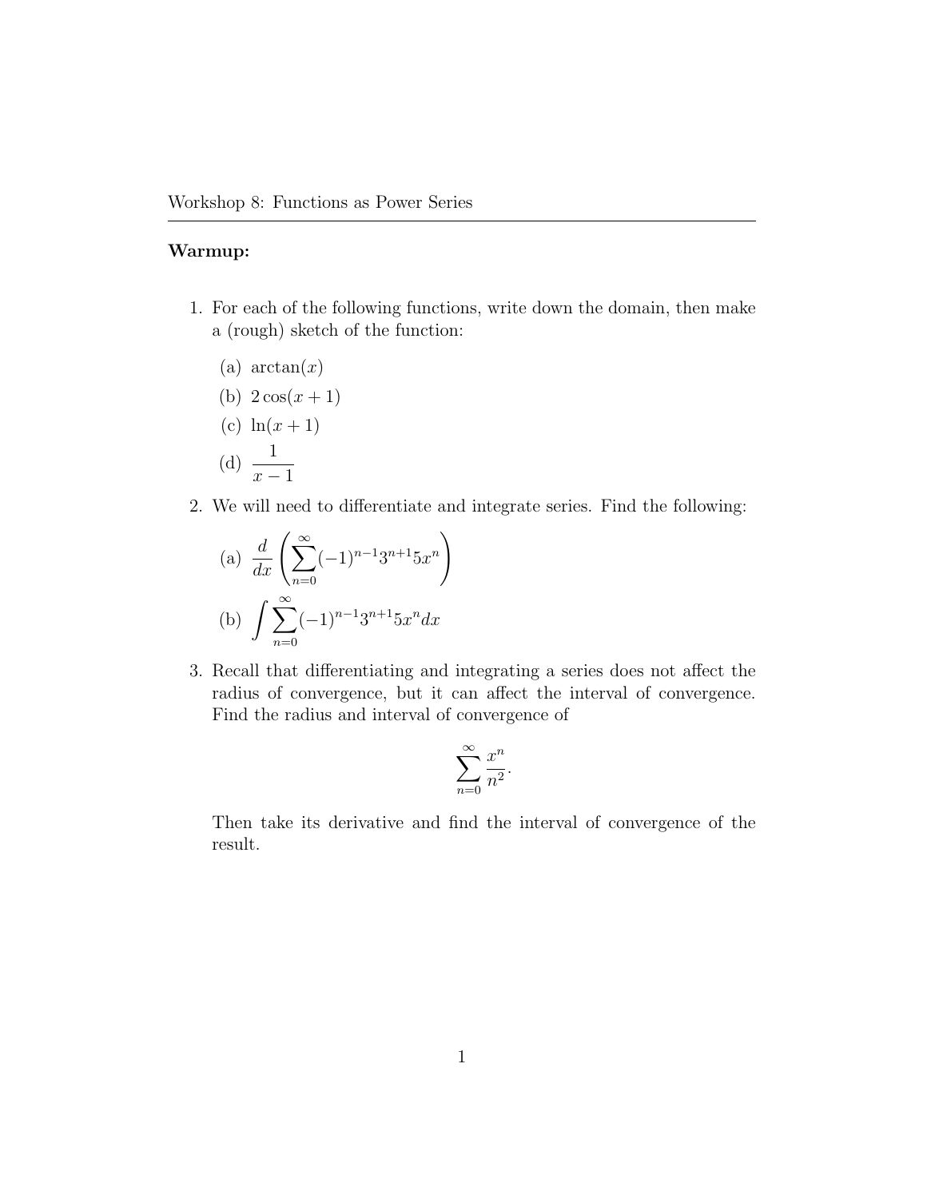Workshop 8: Functions as Power Series

**Warmup:**

1. For each of the following functions, write down the domain, then make a (rough) sketch of the function:

   (a) $\arctan(x)$

   (b) $2\cos(x+1)$

   (c) $\ln(x+1)$

   (d) $\dfrac{1}{x-1}$

2. We will need to differentiate and integrate series. Find the following:

   (a) $\dfrac{d}{dx}\left(\displaystyle\sum_{n=0}^{\infty}(-1)^{n-1}3^{n+1}5x^n\right)$

   (b) $\displaystyle\int\sum_{n=0}^{\infty}(-1)^{n-1}3^{n+1}5x^n dx$

3. Recall that differentiating and integrating a series does not affect the radius of convergence, but it can affect the interval of convergence. Find the radius and interval of convergence of

$$\sum_{n=0}^{\infty}\frac{x^n}{n^2}.$$

   Then take its derivative and find the interval of convergence of the result.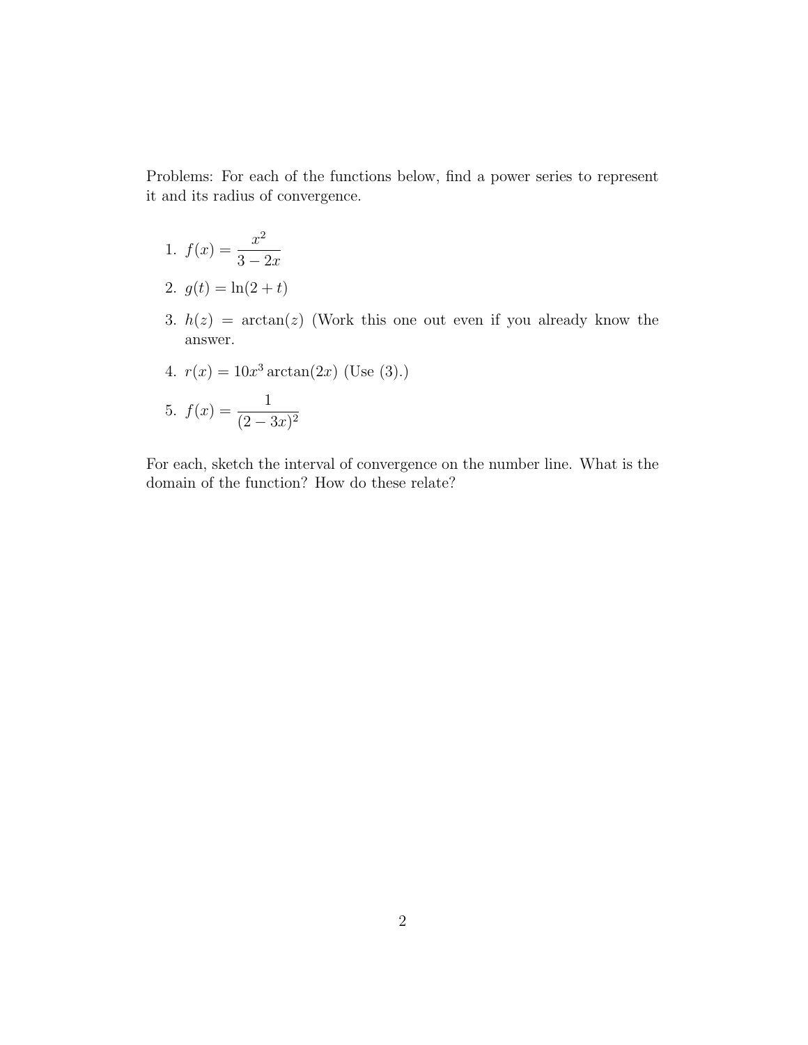Problems: For each of the functions below, find a power series to represent it and its radius of convergence.

1. $f(x) = \dfrac{x^2}{3 - 2x}$
2. $g(t) = \ln(2 + t)$
3. $h(z) = \arctan(z)$ (Work this one out even if you already know the answer.
4. $r(x) = 10x^3 \arctan(2x)$ (Use (3).)
5. $f(x) = \dfrac{1}{(2 - 3x)^2}$

For each, sketch the interval of convergence on the number line. What is the domain of the function? How do these relate?